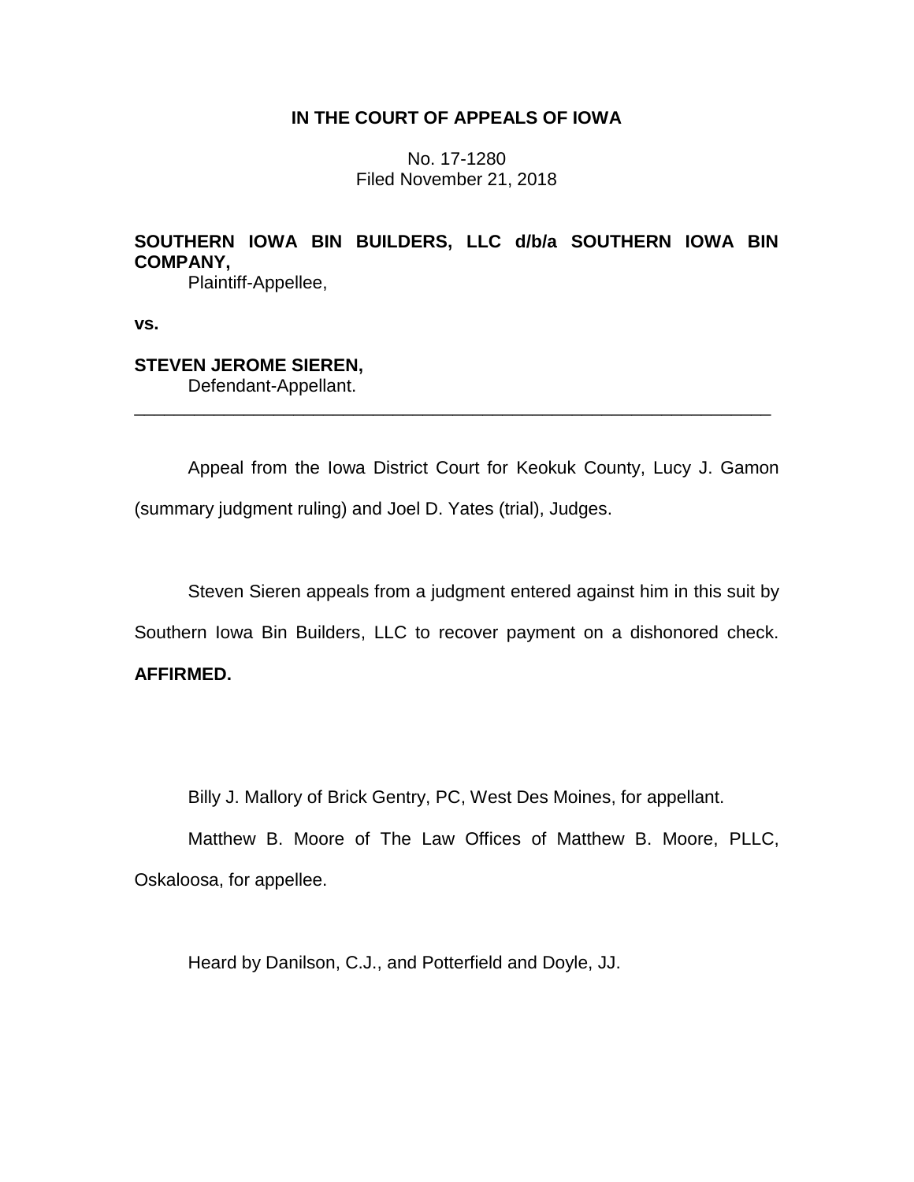**IN THE COURT OF APPEALS OF IOWA**

No. 17-1280
Filed November 21, 2018

**SOUTHERN IOWA BIN BUILDERS, LLC d/b/a SOUTHERN IOWA BIN COMPANY,**
Plaintiff-Appellee,

**vs.**

**STEVEN JEROME SIEREN,**
Defendant-Appellant.

---

Appeal from the Iowa District Court for Keokuk County, Lucy J. Gamon (summary judgment ruling) and Joel D. Yates (trial), Judges.

Steven Sieren appeals from a judgment entered against him in this suit by Southern Iowa Bin Builders, LLC to recover payment on a dishonored check. **AFFIRMED.**

Billy J. Mallory of Brick Gentry, PC, West Des Moines, for appellant.

Matthew B. Moore of The Law Offices of Matthew B. Moore, PLLC, Oskaloosa, for appellee.

Heard by Danilson, C.J., and Potterfield and Doyle, JJ.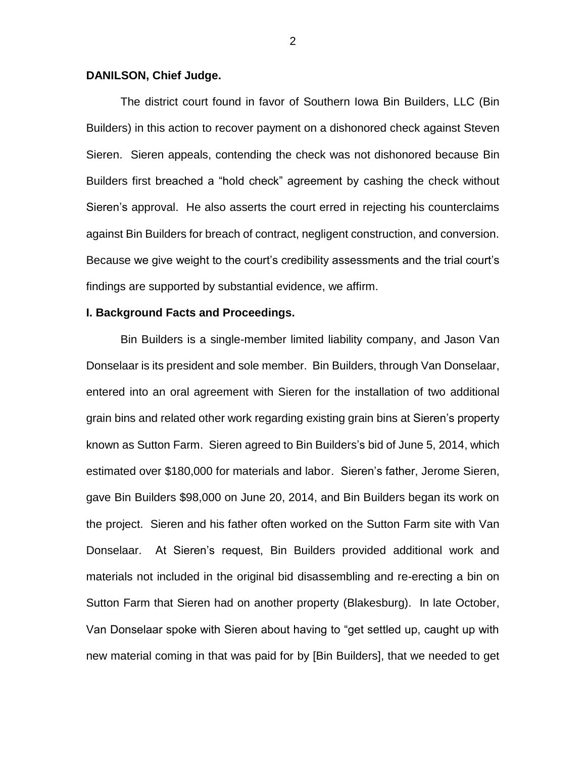**DANILSON, Chief Judge.**

The district court found in favor of Southern Iowa Bin Builders, LLC (Bin Builders) in this action to recover payment on a dishonored check against Steven Sieren. Sieren appeals, contending the check was not dishonored because Bin Builders first breached a "hold check" agreement by cashing the check without Sieren's approval. He also asserts the court erred in rejecting his counterclaims against Bin Builders for breach of contract, negligent construction, and conversion. Because we give weight to the court's credibility assessments and the trial court's findings are supported by substantial evidence, we affirm.

**I. Background Facts and Proceedings.**

Bin Builders is a single-member limited liability company, and Jason Van Donselaar is its president and sole member. Bin Builders, through Van Donselaar, entered into an oral agreement with Sieren for the installation of two additional grain bins and related other work regarding existing grain bins at Sieren's property known as Sutton Farm. Sieren agreed to Bin Builders's bid of June 5, 2014, which estimated over $180,000 for materials and labor. Sieren's father, Jerome Sieren, gave Bin Builders $98,000 on June 20, 2014, and Bin Builders began its work on the project. Sieren and his father often worked on the Sutton Farm site with Van Donselaar. At Sieren's request, Bin Builders provided additional work and materials not included in the original bid disassembling and re-erecting a bin on Sutton Farm that Sieren had on another property (Blakesburg). In late October, Van Donselaar spoke with Sieren about having to "get settled up, caught up with new material coming in that was paid for by [Bin Builders], that we needed to get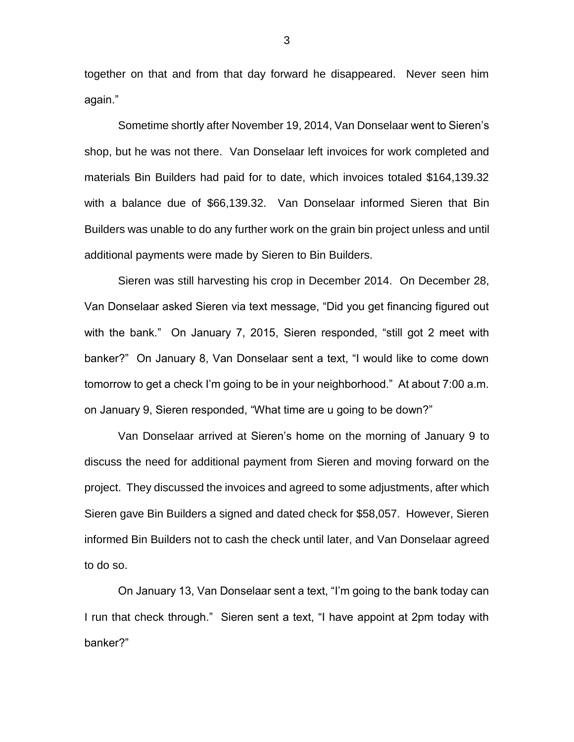together on that and from that day forward he disappeared. Never seen him again."

Sometime shortly after November 19, 2014, Van Donselaar went to Sieren's shop, but he was not there. Van Donselaar left invoices for work completed and materials Bin Builders had paid for to date, which invoices totaled $164,139.32 with a balance due of $66,139.32. Van Donselaar informed Sieren that Bin Builders was unable to do any further work on the grain bin project unless and until additional payments were made by Sieren to Bin Builders.

Sieren was still harvesting his crop in December 2014. On December 28, Van Donselaar asked Sieren via text message, "Did you get financing figured out with the bank." On January 7, 2015, Sieren responded, "still got 2 meet with banker?" On January 8, Van Donselaar sent a text, "I would like to come down tomorrow to get a check I'm going to be in your neighborhood." At about 7:00 a.m. on January 9, Sieren responded, "What time are u going to be down?"

Van Donselaar arrived at Sieren's home on the morning of January 9 to discuss the need for additional payment from Sieren and moving forward on the project. They discussed the invoices and agreed to some adjustments, after which Sieren gave Bin Builders a signed and dated check for $58,057. However, Sieren informed Bin Builders not to cash the check until later, and Van Donselaar agreed to do so.

On January 13, Van Donselaar sent a text, "I'm going to the bank today can I run that check through." Sieren sent a text, "I have appoint at 2pm today with banker?"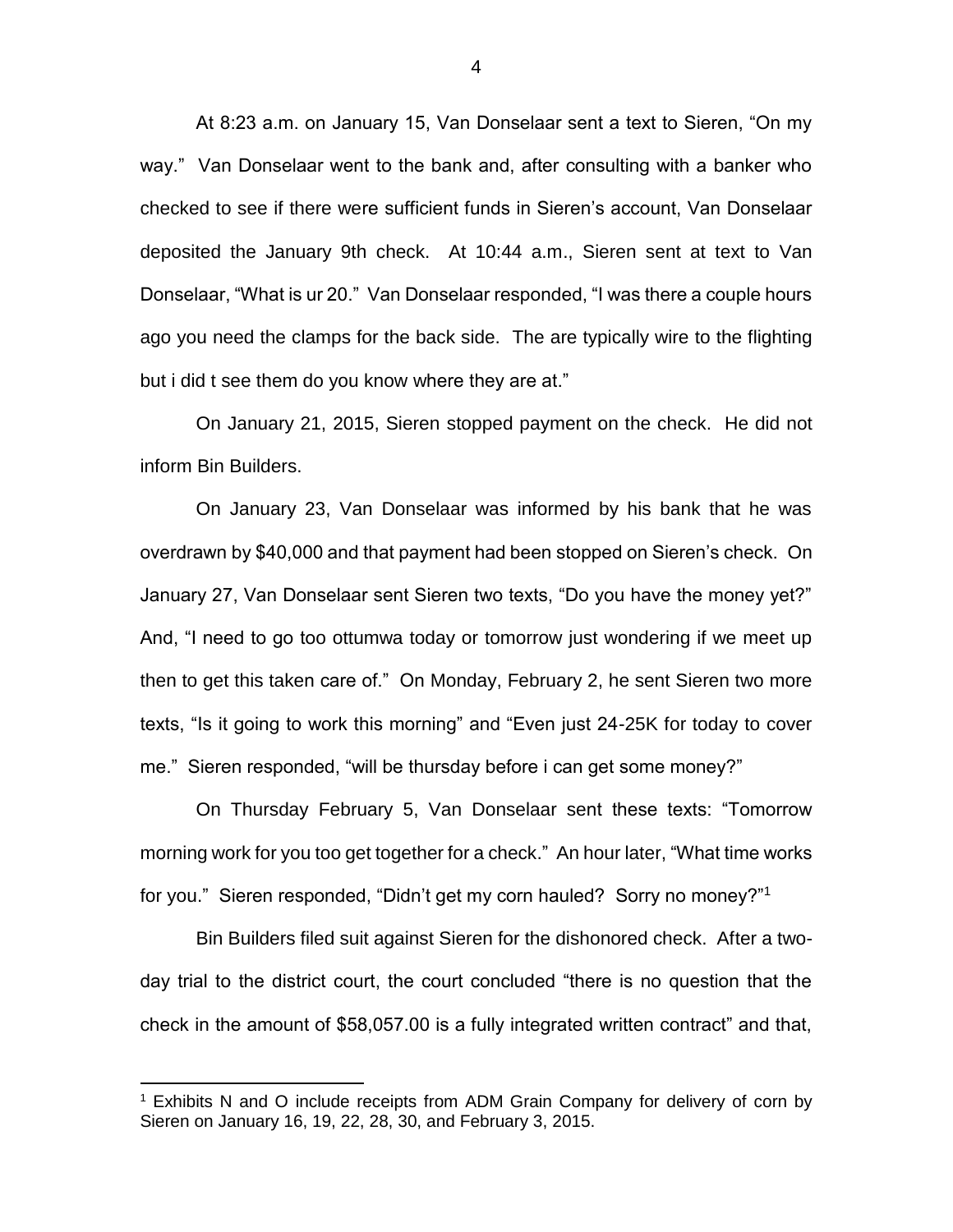At 8:23 a.m. on January 15, Van Donselaar sent a text to Sieren, "On my way." Van Donselaar went to the bank and, after consulting with a banker who checked to see if there were sufficient funds in Sieren's account, Van Donselaar deposited the January 9th check. At 10:44 a.m., Sieren sent at text to Van Donselaar, "What is ur 20." Van Donselaar responded, "I was there a couple hours ago you need the clamps for the back side. The are typically wire to the flighting but i did t see them do you know where they are at."

On January 21, 2015, Sieren stopped payment on the check. He did not inform Bin Builders.

On January 23, Van Donselaar was informed by his bank that he was overdrawn by $40,000 and that payment had been stopped on Sieren's check. On January 27, Van Donselaar sent Sieren two texts, "Do you have the money yet?" And, "I need to go too ottumwa today or tomorrow just wondering if we meet up then to get this taken care of." On Monday, February 2, he sent Sieren two more texts, "Is it going to work this morning" and "Even just 24-25K for today to cover me." Sieren responded, "will be thursday before i can get some money?"

On Thursday February 5, Van Donselaar sent these texts: "Tomorrow morning work for you too get together for a check." An hour later, "What time works for you." Sieren responded, "Didn't get my corn hauled? Sorry no money?"[1]

Bin Builders filed suit against Sieren for the dishonored check. After a two-day trial to the district court, the court concluded "there is no question that the check in the amount of $58,057.00 is a fully integrated written contract" and that,

[1] Exhibits N and O include receipts from ADM Grain Company for delivery of corn by Sieren on January 16, 19, 22, 28, 30, and February 3, 2015.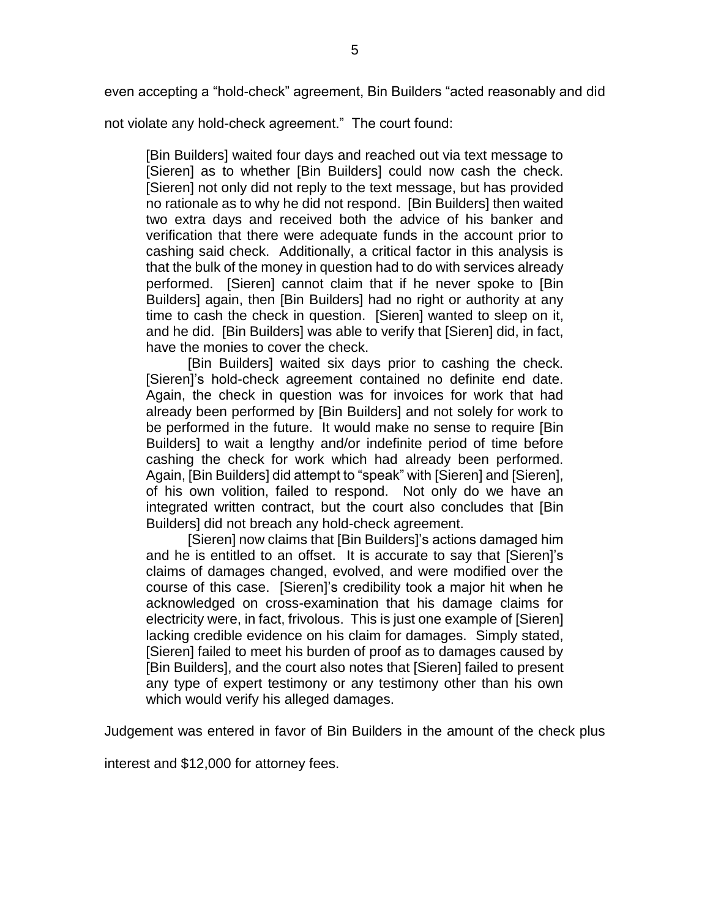even accepting a "hold-check" agreement, Bin Builders "acted reasonably and did not violate any hold-check agreement." The court found:

> [Bin Builders] waited four days and reached out via text message to [Sieren] as to whether [Bin Builders] could now cash the check. [Sieren] not only did not reply to the text message, but has provided no rationale as to why he did not respond. [Bin Builders] then waited two extra days and received both the advice of his banker and verification that there were adequate funds in the account prior to cashing said check. Additionally, a critical factor in this analysis is that the bulk of the money in question had to do with services already performed. [Sieren] cannot claim that if he never spoke to [Bin Builders] again, then [Bin Builders] had no right or authority at any time to cash the check in question. [Sieren] wanted to sleep on it, and he did. [Bin Builders] was able to verify that [Sieren] did, in fact, have the monies to cover the check.
>
> [Bin Builders] waited six days prior to cashing the check. [Sieren]'s hold-check agreement contained no definite end date. Again, the check in question was for invoices for work that had already been performed by [Bin Builders] and not solely for work to be performed in the future. It would make no sense to require [Bin Builders] to wait a lengthy and/or indefinite period of time before cashing the check for work which had already been performed. Again, [Bin Builders] did attempt to "speak" with [Sieren] and [Sieren], of his own volition, failed to respond. Not only do we have an integrated written contract, but the court also concludes that [Bin Builders] did not breach any hold-check agreement.
>
> [Sieren] now claims that [Bin Builders]'s actions damaged him and he is entitled to an offset. It is accurate to say that [Sieren]'s claims of damages changed, evolved, and were modified over the course of this case. [Sieren]'s credibility took a major hit when he acknowledged on cross-examination that his damage claims for electricity were, in fact, frivolous. This is just one example of [Sieren] lacking credible evidence on his claim for damages. Simply stated, [Sieren] failed to meet his burden of proof as to damages caused by [Bin Builders], and the court also notes that [Sieren] failed to present any type of expert testimony or any testimony other than his own which would verify his alleged damages.

Judgement was entered in favor of Bin Builders in the amount of the check plus interest and $12,000 for attorney fees.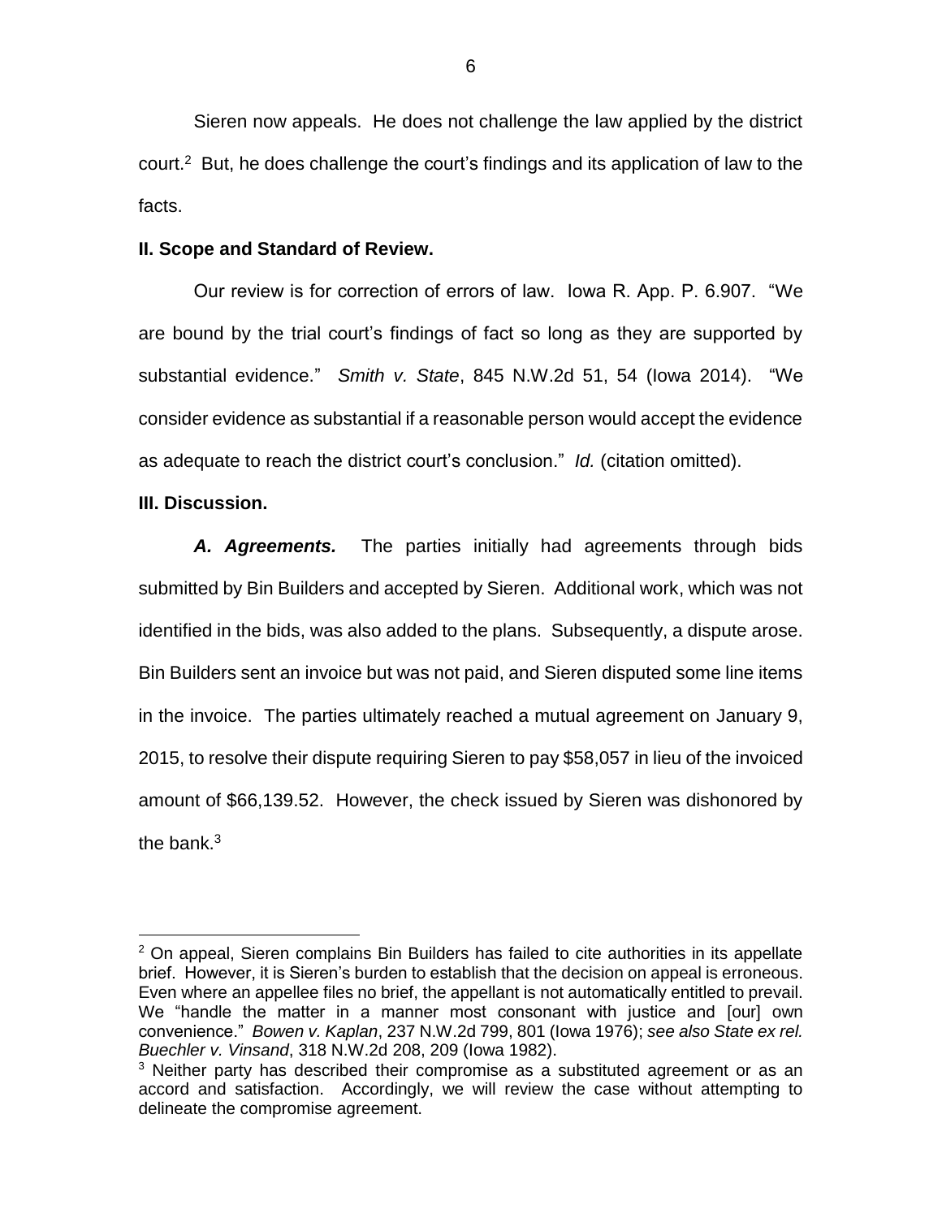Sieren now appeals. He does not challenge the law applied by the district court.[2] But, he does challenge the court's findings and its application of law to the facts.

**II. Scope and Standard of Review.**

Our review is for correction of errors of law. Iowa R. App. P. 6.907. "We are bound by the trial court's findings of fact so long as they are supported by substantial evidence." *Smith v. State*, 845 N.W.2d 51, 54 (Iowa 2014). "We consider evidence as substantial if a reasonable person would accept the evidence as adequate to reach the district court's conclusion." *Id.* (citation omitted).

**III. Discussion.**

***A. Agreements.*** The parties initially had agreements through bids submitted by Bin Builders and accepted by Sieren. Additional work, which was not identified in the bids, was also added to the plans. Subsequently, a dispute arose. Bin Builders sent an invoice but was not paid, and Sieren disputed some line items in the invoice. The parties ultimately reached a mutual agreement on January 9, 2015, to resolve their dispute requiring Sieren to pay $58,057 in lieu of the invoiced amount of $66,139.52. However, the check issued by Sieren was dishonored by the bank.[3]

---

[2] On appeal, Sieren complains Bin Builders has failed to cite authorities in its appellate brief. However, it is Sieren's burden to establish that the decision on appeal is erroneous. Even where an appellee files no brief, the appellant is not automatically entitled to prevail. We "handle the matter in a manner most consonant with justice and [our] own convenience." *Bowen v. Kaplan*, 237 N.W.2d 799, 801 (Iowa 1976); *see also State ex rel. Buechler v. Vinsand*, 318 N.W.2d 208, 209 (Iowa 1982).

[3] Neither party has described their compromise as a substituted agreement or as an accord and satisfaction. Accordingly, we will review the case without attempting to delineate the compromise agreement.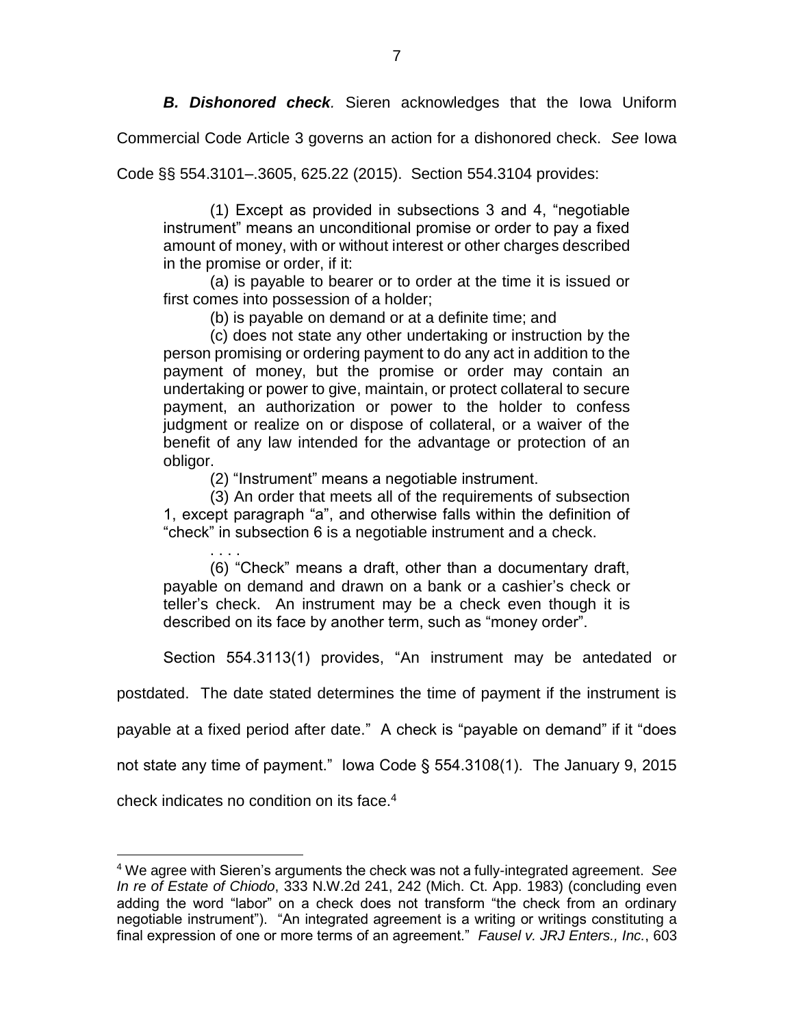***B. Dishonored check*.** Sieren acknowledges that the Iowa Uniform Commercial Code Article 3 governs an action for a dishonored check. *See* Iowa Code §§ 554.3101–.3605, 625.22 (2015). Section 554.3104 provides:

> (1) Except as provided in subsections 3 and 4, "negotiable instrument" means an unconditional promise or order to pay a fixed amount of money, with or without interest or other charges described in the promise or order, if it:
>
> (a) is payable to bearer or to order at the time it is issued or first comes into possession of a holder;
>
> (b) is payable on demand or at a definite time; and
>
> (c) does not state any other undertaking or instruction by the person promising or ordering payment to do any act in addition to the payment of money, but the promise or order may contain an undertaking or power to give, maintain, or protect collateral to secure payment, an authorization or power to the holder to confess judgment or realize on or dispose of collateral, or a waiver of the benefit of any law intended for the advantage or protection of an obligor.
>
> (2) "Instrument" means a negotiable instrument.
>
> (3) An order that meets all of the requirements of subsection 1, except paragraph "a", and otherwise falls within the definition of "check" in subsection 6 is a negotiable instrument and a check.
>
> . . . .
>
> (6) "Check" means a draft, other than a documentary draft, payable on demand and drawn on a bank or a cashier's check or teller's check. An instrument may be a check even though it is described on its face by another term, such as "money order".

Section 554.3113(1) provides, "An instrument may be antedated or postdated. The date stated determines the time of payment if the instrument is payable at a fixed period after date." A check is "payable on demand" if it "does not state any time of payment." Iowa Code § 554.3108(1). The January 9, 2015 check indicates no condition on its face.[4]

[4] We agree with Sieren's arguments the check was not a fully-integrated agreement. *See In re of Estate of Chiodo*, 333 N.W.2d 241, 242 (Mich. Ct. App. 1983) (concluding even adding the word "labor" on a check does not transform "the check from an ordinary negotiable instrument"). "An integrated agreement is a writing or writings constituting a final expression of one or more terms of an agreement." *Fausel v. JRJ Enters., Inc.*, 603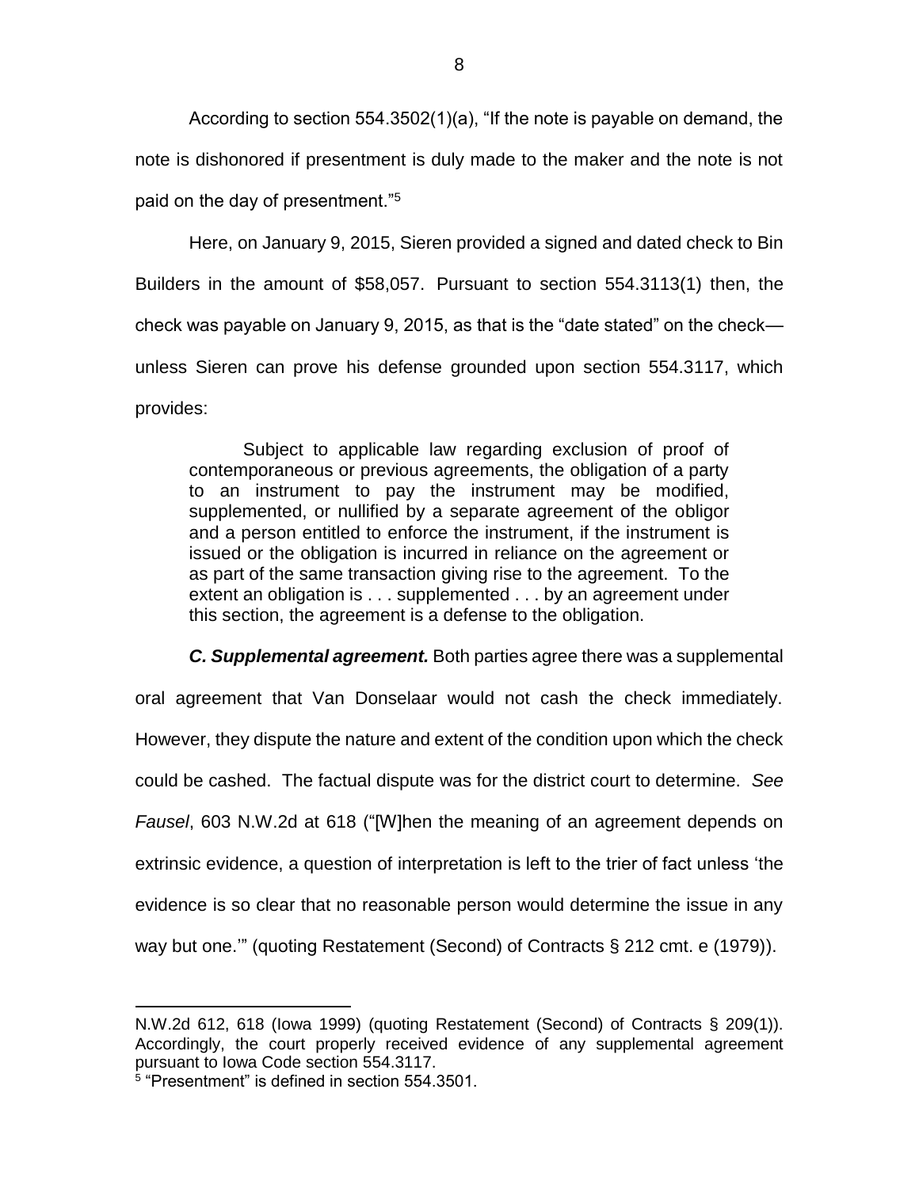According to section 554.3502(1)(a), "If the note is payable on demand, the note is dishonored if presentment is duly made to the maker and the note is not paid on the day of presentment."[5]

Here, on January 9, 2015, Sieren provided a signed and dated check to Bin Builders in the amount of $58,057. Pursuant to section 554.3113(1) then, the check was payable on January 9, 2015, as that is the "date stated" on the check—unless Sieren can prove his defense grounded upon section 554.3117, which provides:

> Subject to applicable law regarding exclusion of proof of contemporaneous or previous agreements, the obligation of a party to an instrument to pay the instrument may be modified, supplemented, or nullified by a separate agreement of the obligor and a person entitled to enforce the instrument, if the instrument is issued or the obligation is incurred in reliance on the agreement or as part of the same transaction giving rise to the agreement. To the extent an obligation is . . . supplemented . . . by an agreement under this section, the agreement is a defense to the obligation.

***C. Supplemental agreement.*** Both parties agree there was a supplemental oral agreement that Van Donselaar would not cash the check immediately. However, they dispute the nature and extent of the condition upon which the check could be cashed. The factual dispute was for the district court to determine. *See Fausel*, 603 N.W.2d at 618 ("[W]hen the meaning of an agreement depends on extrinsic evidence, a question of interpretation is left to the trier of fact unless 'the evidence is so clear that no reasonable person would determine the issue in any way but one.'" (quoting Restatement (Second) of Contracts § 212 cmt. e (1979)).

---

N.W.2d 612, 618 (Iowa 1999) (quoting Restatement (Second) of Contracts § 209(1)). Accordingly, the court properly received evidence of any supplemental agreement pursuant to Iowa Code section 554.3117.

[5] "Presentment" is defined in section 554.3501.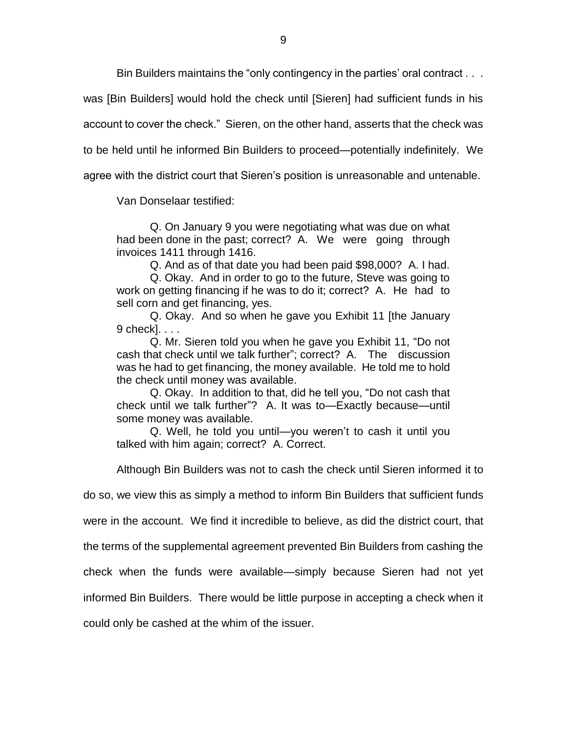Bin Builders maintains the "only contingency in the parties' oral contract . . . was [Bin Builders] would hold the check until [Sieren] had sufficient funds in his account to cover the check." Sieren, on the other hand, asserts that the check was to be held until he informed Bin Builders to proceed—potentially indefinitely. We agree with the district court that Sieren's position is unreasonable and untenable.

Van Donselaar testified:

> Q. On January 9 you were negotiating what was due on what had been done in the past; correct? A. We were going through invoices 1411 through 1416.
>
> Q. And as of that date you had been paid $98,000? A. I had.
>
> Q. Okay. And in order to go to the future, Steve was going to work on getting financing if he was to do it; correct? A. He had to sell corn and get financing, yes.
>
> Q. Okay. And so when he gave you Exhibit 11 [the January 9 check]. . . .
>
> Q. Mr. Sieren told you when he gave you Exhibit 11, "Do not cash that check until we talk further"; correct? A. The discussion was he had to get financing, the money available. He told me to hold the check until money was available.
>
> Q. Okay. In addition to that, did he tell you, "Do not cash that check until we talk further"? A. It was to—Exactly because—until some money was available.
>
> Q. Well, he told you until—you weren't to cash it until you talked with him again; correct? A. Correct.

Although Bin Builders was not to cash the check until Sieren informed it to do so, we view this as simply a method to inform Bin Builders that sufficient funds were in the account. We find it incredible to believe, as did the district court, that the terms of the supplemental agreement prevented Bin Builders from cashing the check when the funds were available—simply because Sieren had not yet informed Bin Builders. There would be little purpose in accepting a check when it could only be cashed at the whim of the issuer.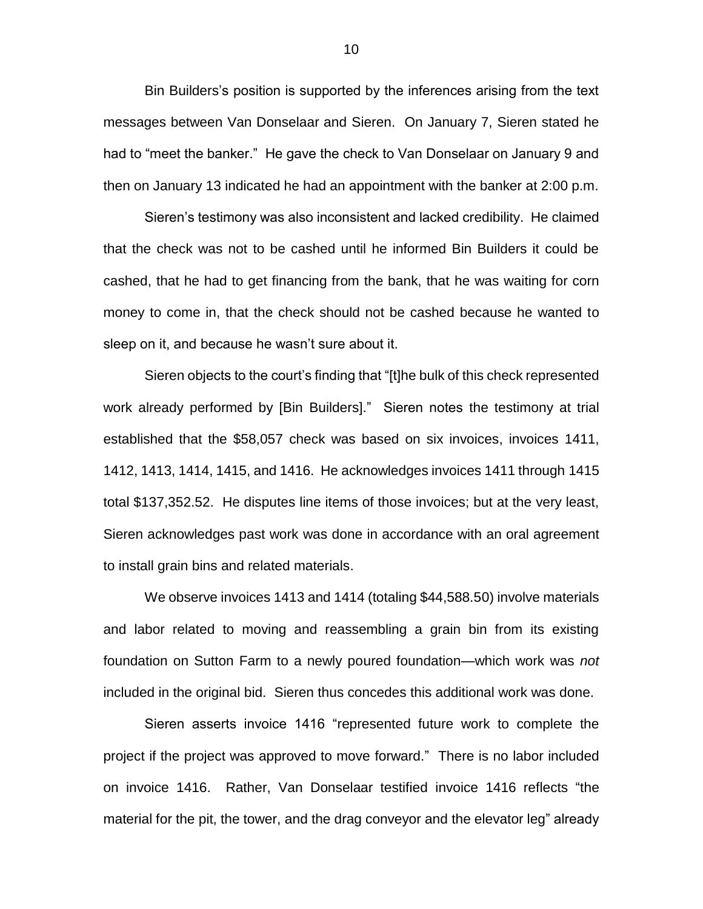Bin Builders's position is supported by the inferences arising from the text messages between Van Donselaar and Sieren. On January 7, Sieren stated he had to "meet the banker." He gave the check to Van Donselaar on January 9 and then on January 13 indicated he had an appointment with the banker at 2:00 p.m.

Sieren's testimony was also inconsistent and lacked credibility. He claimed that the check was not to be cashed until he informed Bin Builders it could be cashed, that he had to get financing from the bank, that he was waiting for corn money to come in, that the check should not be cashed because he wanted to sleep on it, and because he wasn't sure about it.

Sieren objects to the court's finding that "[t]he bulk of this check represented work already performed by [Bin Builders]." Sieren notes the testimony at trial established that the $58,057 check was based on six invoices, invoices 1411, 1412, 1413, 1414, 1415, and 1416. He acknowledges invoices 1411 through 1415 total $137,352.52. He disputes line items of those invoices; but at the very least, Sieren acknowledges past work was done in accordance with an oral agreement to install grain bins and related materials.

We observe invoices 1413 and 1414 (totaling $44,588.50) involve materials and labor related to moving and reassembling a grain bin from its existing foundation on Sutton Farm to a newly poured foundation—which work was *not* included in the original bid. Sieren thus concedes this additional work was done.

Sieren asserts invoice 1416 "represented future work to complete the project if the project was approved to move forward." There is no labor included on invoice 1416. Rather, Van Donselaar testified invoice 1416 reflects "the material for the pit, the tower, and the drag conveyor and the elevator leg" already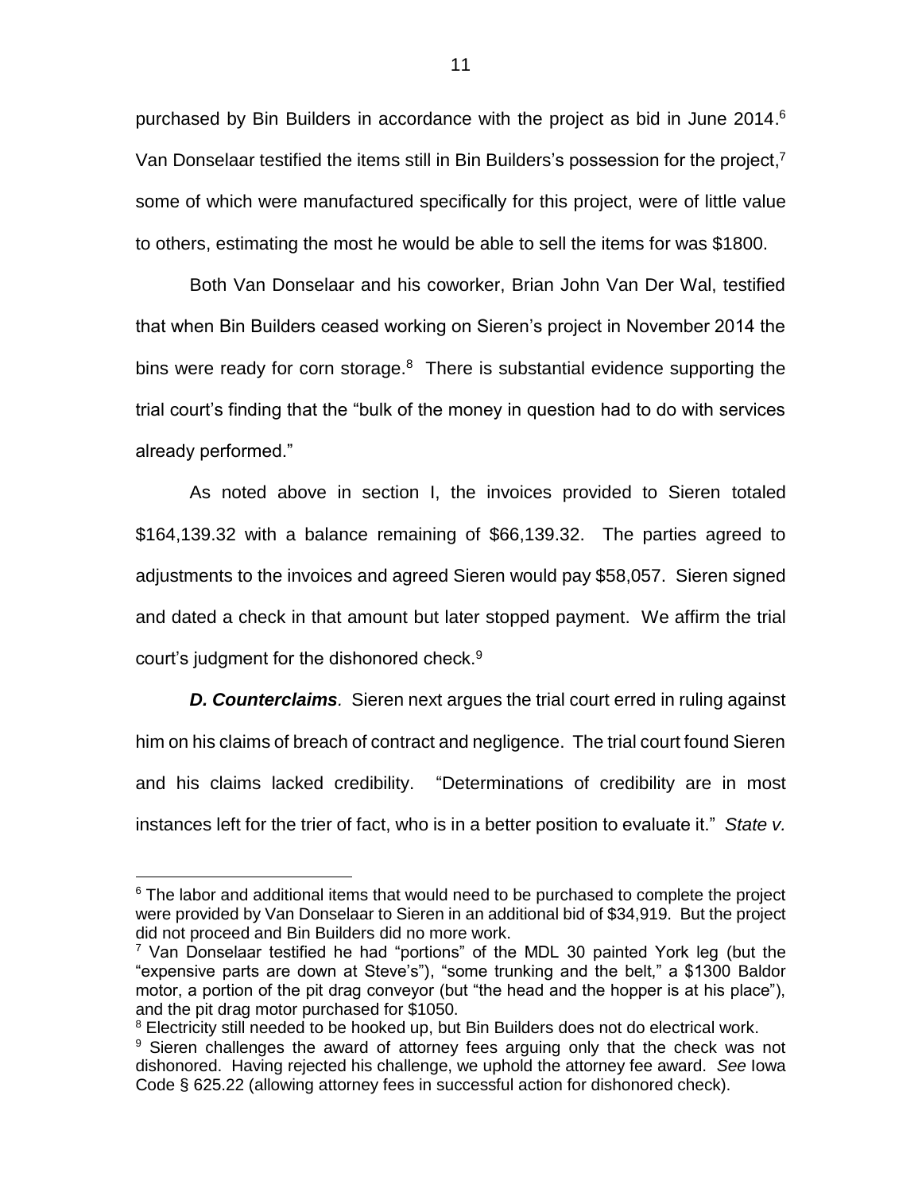purchased by Bin Builders in accordance with the project as bid in June 2014.[6] Van Donselaar testified the items still in Bin Builders's possession for the project,[7] some of which were manufactured specifically for this project, were of little value to others, estimating the most he would be able to sell the items for was $1800.

Both Van Donselaar and his coworker, Brian John Van Der Wal, testified that when Bin Builders ceased working on Sieren's project in November 2014 the bins were ready for corn storage.[8] There is substantial evidence supporting the trial court's finding that the "bulk of the money in question had to do with services already performed."

As noted above in section I, the invoices provided to Sieren totaled $164,139.32 with a balance remaining of $66,139.32. The parties agreed to adjustments to the invoices and agreed Sieren would pay $58,057. Sieren signed and dated a check in that amount but later stopped payment. We affirm the trial court's judgment for the dishonored check.[9]

***D. Counterclaims.*** Sieren next argues the trial court erred in ruling against him on his claims of breach of contract and negligence. The trial court found Sieren and his claims lacked credibility. "Determinations of credibility are in most instances left for the trier of fact, who is in a better position to evaluate it." *State v.*

---

[6] The labor and additional items that would need to be purchased to complete the project were provided by Van Donselaar to Sieren in an additional bid of $34,919. But the project did not proceed and Bin Builders did no more work.

[7] Van Donselaar testified he had "portions" of the MDL 30 painted York leg (but the "expensive parts are down at Steve's"), "some trunking and the belt," a $1300 Baldor motor, a portion of the pit drag conveyor (but "the head and the hopper is at his place"), and the pit drag motor purchased for $1050.

[8] Electricity still needed to be hooked up, but Bin Builders does not do electrical work.

[9] Sieren challenges the award of attorney fees arguing only that the check was not dishonored. Having rejected his challenge, we uphold the attorney fee award. *See* Iowa Code § 625.22 (allowing attorney fees in successful action for dishonored check).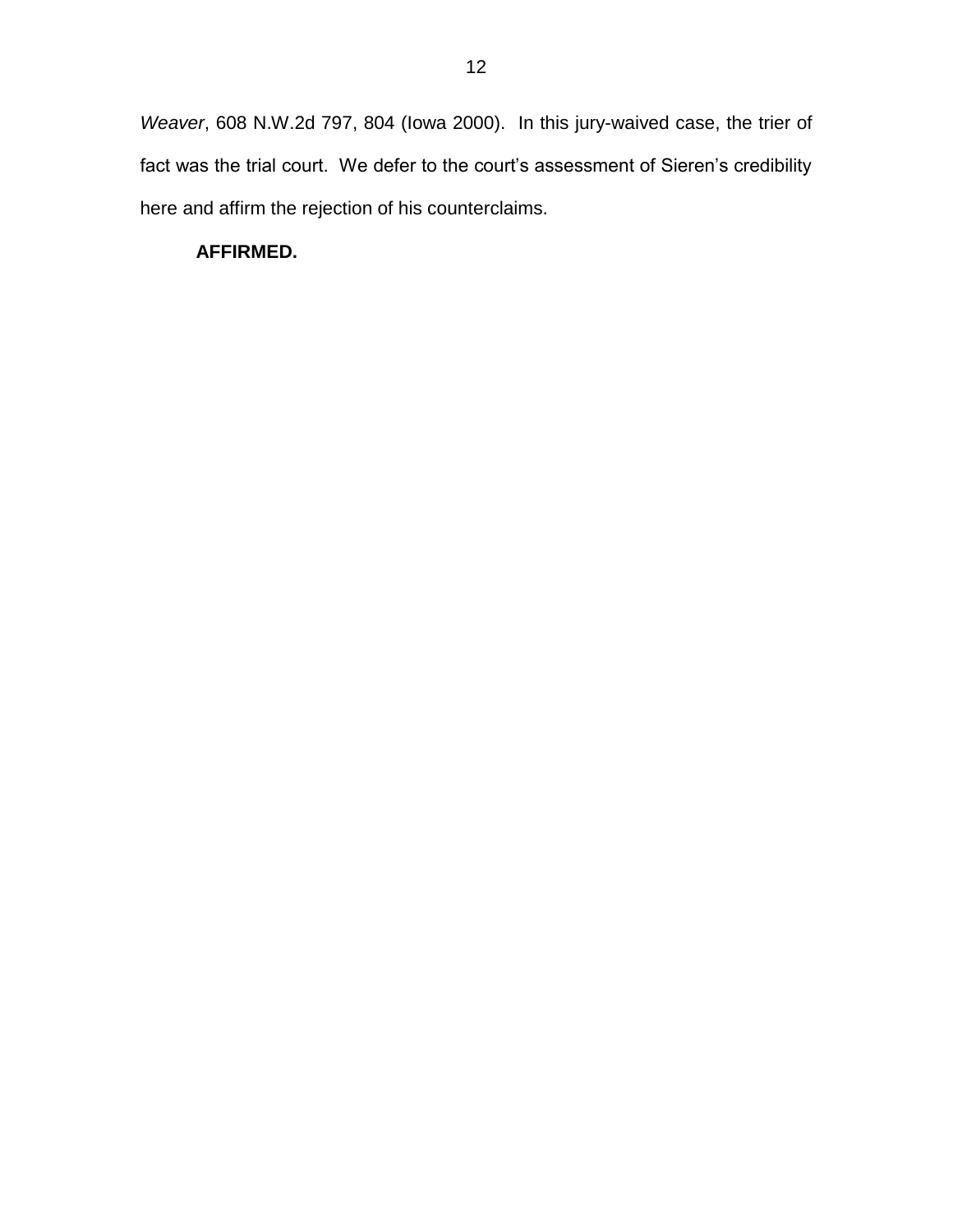*Weaver*, 608 N.W.2d 797, 804 (Iowa 2000). In this jury-waived case, the trier of fact was the trial court. We defer to the court's assessment of Sieren's credibility here and affirm the rejection of his counterclaims.

**AFFIRMED.**